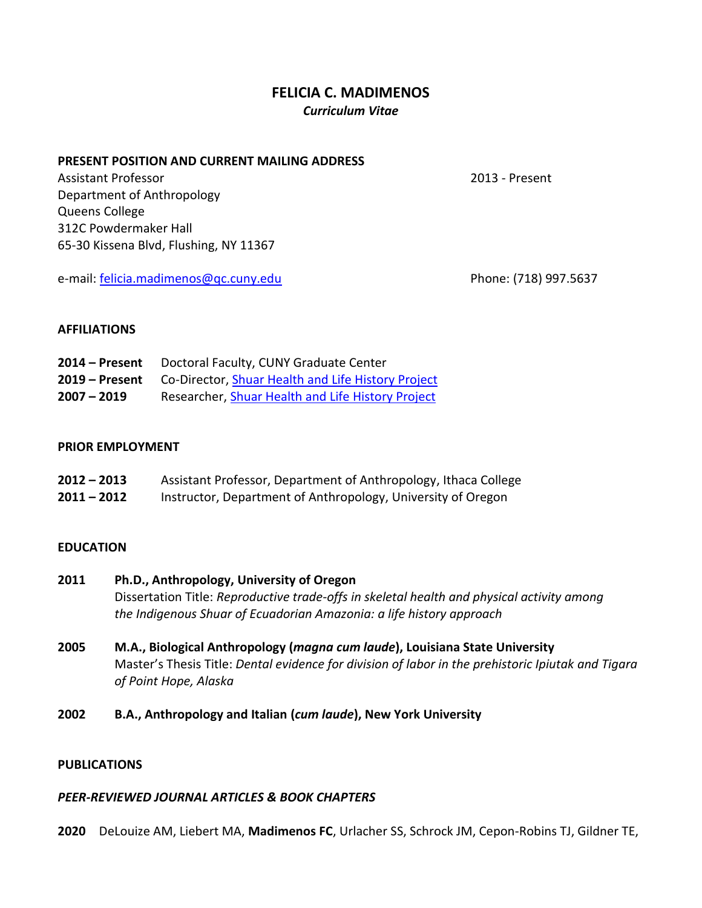# FELICIA C. MADIMENOS

***Curriculum Vitae***

## PRESENT POSITION AND CURRENT MAILING ADDRESS

Assistant Professor — 2013 - Present
Department of Anthropology
Queens College
312C Powdermaker Hall
65-30 Kissena Blvd, Flushing, NY 11367

e-mail: [felicia.madimenos@qc.cuny.edu](mailto:felicia.madimenos@qc.cuny.edu) — Phone: (718) 997.5637

## AFFILIATIONS

**2014 – Present** Doctoral Faculty, CUNY Graduate Center
**2019 – Present** Co-Director, Shuar Health and Life History Project
**2007 – 2019** Researcher, Shuar Health and Life History Project

## PRIOR EMPLOYMENT

**2012 – 2013** Assistant Professor, Department of Anthropology, Ithaca College
**2011 – 2012** Instructor, Department of Anthropology, University of Oregon

## EDUCATION

**2011 Ph.D., Anthropology, University of Oregon**
Dissertation Title: *Reproductive trade-offs in skeletal health and physical activity among the Indigenous Shuar of Ecuadorian Amazonia: a life history approach*

**2005 M.A., Biological Anthropology (*magna cum laude*), Louisiana State University**
Master's Thesis Title: *Dental evidence for division of labor in the prehistoric Ipiutak and Tigara of Point Hope, Alaska*

**2002 B.A., Anthropology and Italian (*cum laude*), New York University**

## PUBLICATIONS

### *PEER-REVIEWED JOURNAL ARTICLES & BOOK CHAPTERS*

**2020** DeLouize AM, Liebert MA, **Madimenos FC**, Urlacher SS, Schrock JM, Cepon-Robins TJ, Gildner TE,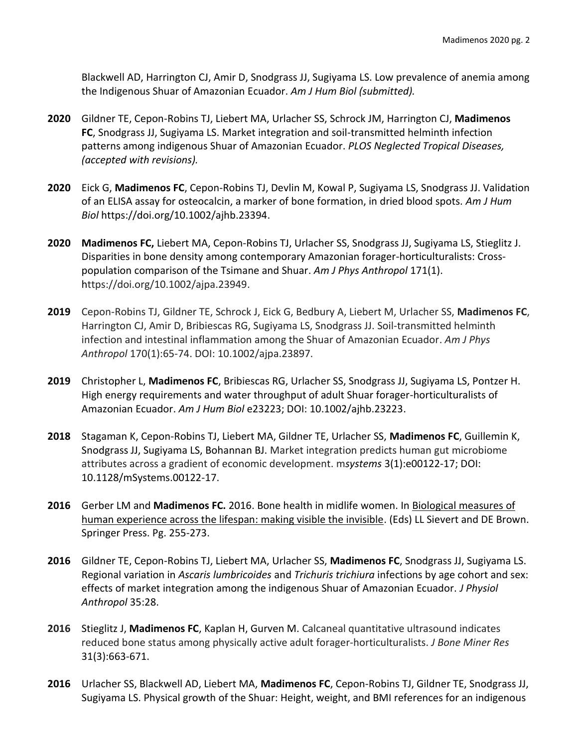Blackwell AD, Harrington CJ, Amir D, Snodgrass JJ, Sugiyama LS. Low prevalence of anemia among the Indigenous Shuar of Amazonian Ecuador. *Am J Hum Biol (submitted).*

**2020** Gildner TE, Cepon-Robins TJ, Liebert MA, Urlacher SS, Schrock JM, Harrington CJ, **Madimenos FC**, Snodgrass JJ, Sugiyama LS. Market integration and soil-transmitted helminth infection patterns among indigenous Shuar of Amazonian Ecuador. *PLOS Neglected Tropical Diseases, (accepted with revisions).*

**2020** Eick G, **Madimenos FC**, Cepon-Robins TJ, Devlin M, Kowal P, Sugiyama LS, Snodgrass JJ. Validation of an ELISA assay for osteocalcin, a marker of bone formation, in dried blood spots. *Am J Hum Biol* https://doi.org/10.1002/ajhb.23394.

**2020** **Madimenos FC,** Liebert MA, Cepon-Robins TJ, Urlacher SS, Snodgrass JJ, Sugiyama LS, Stieglitz J. Disparities in bone density among contemporary Amazonian forager-horticulturalists: Cross-population comparison of the Tsimane and Shuar. *Am J Phys Anthropol* 171(1). https://doi.org/10.1002/ajpa.23949.

**2019** Cepon-Robins TJ, Gildner TE, Schrock J, Eick G, Bedbury A, Liebert M, Urlacher SS, **Madimenos FC**, Harrington CJ, Amir D, Bribiescas RG, Sugiyama LS, Snodgrass JJ. Soil-transmitted helminth infection and intestinal inflammation among the Shuar of Amazonian Ecuador. *Am J Phys Anthropol* 170(1):65-74. DOI: 10.1002/ajpa.23897.

**2019** Christopher L, **Madimenos FC**, Bribiescas RG, Urlacher SS, Snodgrass JJ, Sugiyama LS, Pontzer H. High energy requirements and water throughput of adult Shuar forager-horticulturalists of Amazonian Ecuador. *Am J Hum Biol* e23223; DOI: 10.1002/ajhb.23223.

**2018** Stagaman K, Cepon-Robins TJ, Liebert MA, Gildner TE, Urlacher SS, **Madimenos FC**, Guillemin K, Snodgrass JJ, Sugiyama LS, Bohannan BJ. Market integration predicts human gut microbiome attributes across a gradient of economic development. m*systems* 3(1):e00122-17; DOI: 10.1128/mSystems.00122-17.

**2016** Gerber LM and **Madimenos FC.** 2016. Bone health in midlife women. In Biological measures of human experience across the lifespan: making visible the invisible. (Eds) LL Sievert and DE Brown. Springer Press. Pg. 255-273.

**2016** Gildner TE, Cepon-Robins TJ, Liebert MA, Urlacher SS, **Madimenos FC**, Snodgrass JJ, Sugiyama LS. Regional variation in *Ascaris lumbricoides* and *Trichuris trichiura* infections by age cohort and sex: effects of market integration among the indigenous Shuar of Amazonian Ecuador. *J Physiol Anthropol* 35:28.

**2016** Stieglitz J, **Madimenos FC**, Kaplan H, Gurven M. Calcaneal quantitative ultrasound indicates reduced bone status among physically active adult forager-horticulturalists. *J Bone Miner Res* 31(3):663-671.

**2016** Urlacher SS, Blackwell AD, Liebert MA, **Madimenos FC**, Cepon-Robins TJ, Gildner TE, Snodgrass JJ, Sugiyama LS. Physical growth of the Shuar: Height, weight, and BMI references for an indigenous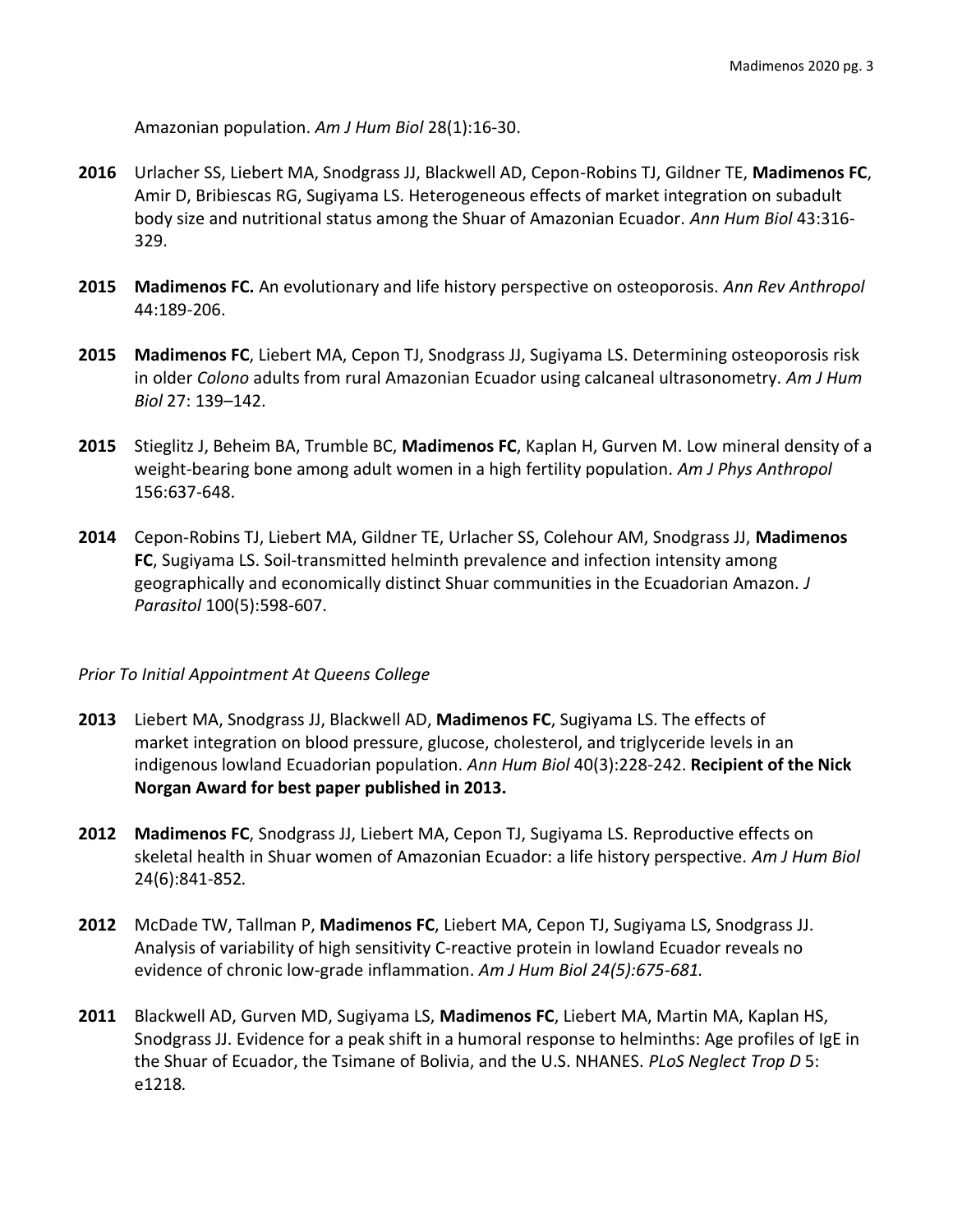Amazonian population. *Am J Hum Biol* 28(1):16-30.

**2016** Urlacher SS, Liebert MA, Snodgrass JJ, Blackwell AD, Cepon-Robins TJ, Gildner TE, **Madimenos FC**, Amir D, Bribiescas RG, Sugiyama LS. Heterogeneous effects of market integration on subadult body size and nutritional status among the Shuar of Amazonian Ecuador. *Ann Hum Biol* 43:316-329.

**2015** **Madimenos FC.** An evolutionary and life history perspective on osteoporosis. *Ann Rev Anthropol* 44:189-206.

**2015** **Madimenos FC**, Liebert MA, Cepon TJ, Snodgrass JJ, Sugiyama LS. Determining osteoporosis risk in older *Colono* adults from rural Amazonian Ecuador using calcaneal ultrasonometry. *Am J Hum Biol* 27: 139–142.

**2015** Stieglitz J, Beheim BA, Trumble BC, **Madimenos FC**, Kaplan H, Gurven M. Low mineral density of a weight-bearing bone among adult women in a high fertility population. *Am J Phys Anthropol* 156:637-648.

**2014** Cepon-Robins TJ, Liebert MA, Gildner TE, Urlacher SS, Colehour AM, Snodgrass JJ, **Madimenos FC**, Sugiyama LS. Soil-transmitted helminth prevalence and infection intensity among geographically and economically distinct Shuar communities in the Ecuadorian Amazon. *J Parasitol* 100(5):598-607.

*Prior To Initial Appointment At Queens College*

**2013** Liebert MA, Snodgrass JJ, Blackwell AD, **Madimenos FC**, Sugiyama LS. The effects of market integration on blood pressure, glucose, cholesterol, and triglyceride levels in an indigenous lowland Ecuadorian population. *Ann Hum Biol* 40(3):228-242. **Recipient of the Nick Norgan Award for best paper published in 2013.**

**2012** **Madimenos FC**, Snodgrass JJ, Liebert MA, Cepon TJ, Sugiyama LS. Reproductive effects on skeletal health in Shuar women of Amazonian Ecuador: a life history perspective. *Am J Hum Biol* 24(6):841-852*.*

**2012** McDade TW, Tallman P, **Madimenos FC**, Liebert MA, Cepon TJ, Sugiyama LS, Snodgrass JJ. Analysis of variability of high sensitivity C-reactive protein in lowland Ecuador reveals no evidence of chronic low-grade inflammation. *Am J Hum Biol 24(5):675-681.*

**2011** Blackwell AD, Gurven MD, Sugiyama LS, **Madimenos FC**, Liebert MA, Martin MA, Kaplan HS, Snodgrass JJ. Evidence for a peak shift in a humoral response to helminths: Age profiles of IgE in the Shuar of Ecuador, the Tsimane of Bolivia, and the U.S. NHANES. *PLoS Neglect Trop D* 5: e1218*.*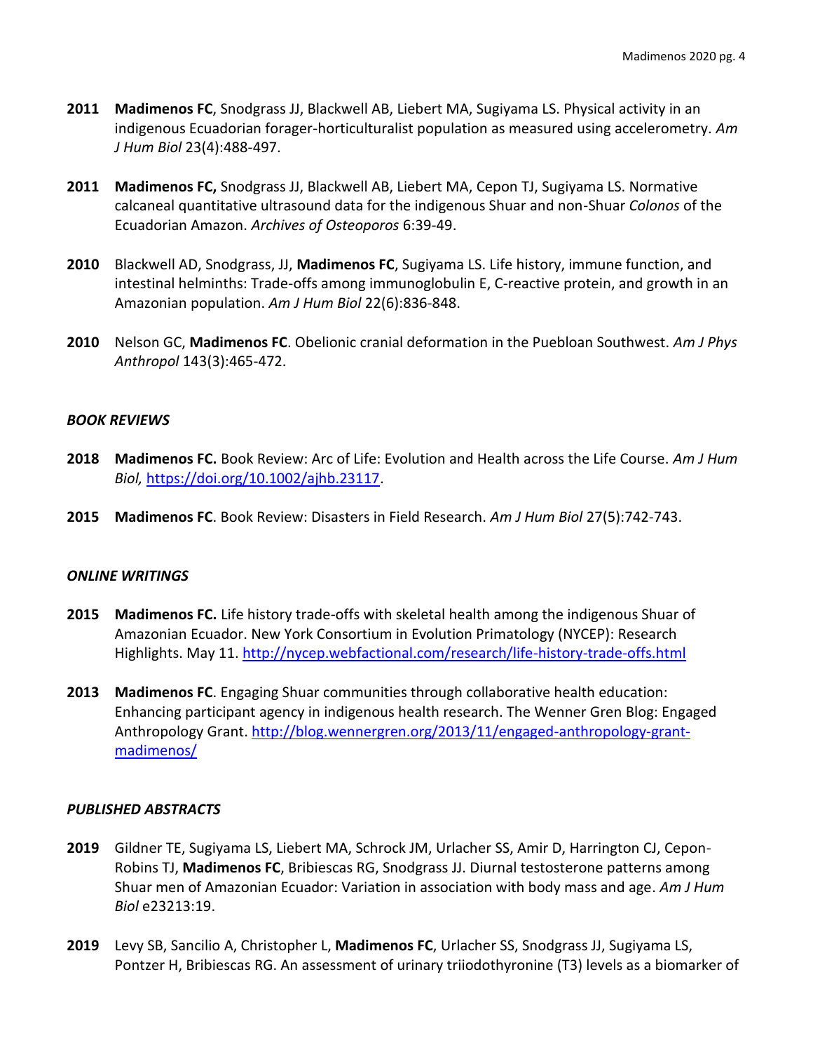**2011** **Madimenos FC**, Snodgrass JJ, Blackwell AB, Liebert MA, Sugiyama LS. Physical activity in an indigenous Ecuadorian forager-horticulturalist population as measured using accelerometry. *Am J Hum Biol* 23(4):488-497.

**2011** **Madimenos FC,** Snodgrass JJ, Blackwell AB, Liebert MA, Cepon TJ, Sugiyama LS. Normative calcaneal quantitative ultrasound data for the indigenous Shuar and non-Shuar *Colonos* of the Ecuadorian Amazon. *Archives of Osteoporos* 6:39-49.

**2010** Blackwell AD, Snodgrass, JJ, **Madimenos FC**, Sugiyama LS. Life history, immune function, and intestinal helminths: Trade-offs among immunoglobulin E, C-reactive protein, and growth in an Amazonian population. *Am J Hum Biol* 22(6):836-848.

**2010** Nelson GC, **Madimenos FC**. Obelionic cranial deformation in the Puebloan Southwest. *Am J Phys Anthropol* 143(3):465-472.

### *BOOK REVIEWS*

**2018** **Madimenos FC.** Book Review: Arc of Life: Evolution and Health across the Life Course. *Am J Hum Biol,* https://doi.org/10.1002/ajhb.23117.

**2015** **Madimenos FC**. Book Review: Disasters in Field Research. *Am J Hum Biol* 27(5):742-743.

### *ONLINE WRITINGS*

**2015** **Madimenos FC.** Life history trade-offs with skeletal health among the indigenous Shuar of Amazonian Ecuador. New York Consortium in Evolution Primatology (NYCEP): Research Highlights. May 11. http://nycep.webfactional.com/research/life-history-trade-offs.html

**2013** **Madimenos FC**. Engaging Shuar communities through collaborative health education: Enhancing participant agency in indigenous health research. The Wenner Gren Blog: Engaged Anthropology Grant. http://blog.wennergren.org/2013/11/engaged-anthropology-grant-madimenos/

### *PUBLISHED ABSTRACTS*

**2019** Gildner TE, Sugiyama LS, Liebert MA, Schrock JM, Urlacher SS, Amir D, Harrington CJ, Cepon-Robins TJ, **Madimenos FC**, Bribiescas RG, Snodgrass JJ. Diurnal testosterone patterns among Shuar men of Amazonian Ecuador: Variation in association with body mass and age. *Am J Hum Biol* e23213:19.

**2019** Levy SB, Sancilio A, Christopher L, **Madimenos FC**, Urlacher SS, Snodgrass JJ, Sugiyama LS, Pontzer H, Bribiescas RG. An assessment of urinary triiodothyronine (T3) levels as a biomarker of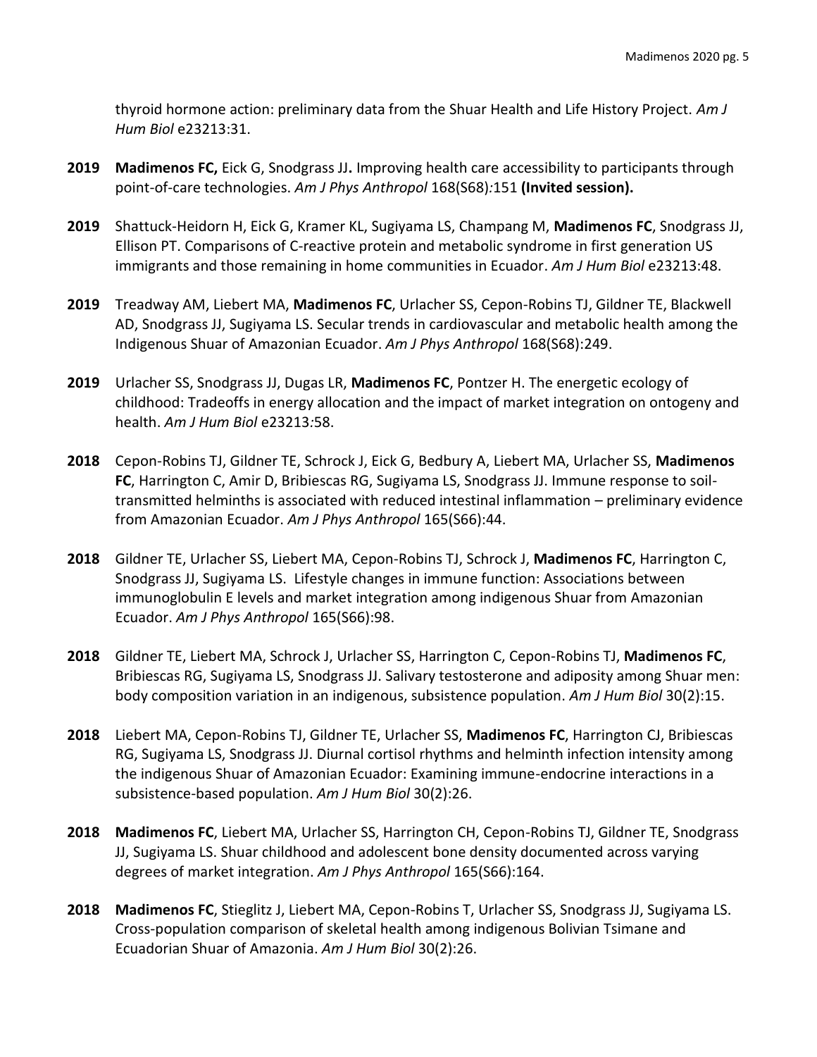thyroid hormone action: preliminary data from the Shuar Health and Life History Project. *Am J Hum Biol* e23213:31.

**2019** **Madimenos FC,** Eick G, Snodgrass JJ**.** Improving health care accessibility to participants through point-of-care technologies. *Am J Phys Anthropol* 168(S68)*:*151 **(Invited session).**

**2019** Shattuck-Heidorn H, Eick G, Kramer KL, Sugiyama LS, Champang M, **Madimenos FC**, Snodgrass JJ, Ellison PT. Comparisons of C-reactive protein and metabolic syndrome in first generation US immigrants and those remaining in home communities in Ecuador. *Am J Hum Biol* e23213:48.

**2019** Treadway AM, Liebert MA, **Madimenos FC**, Urlacher SS, Cepon-Robins TJ, Gildner TE, Blackwell AD, Snodgrass JJ, Sugiyama LS. Secular trends in cardiovascular and metabolic health among the Indigenous Shuar of Amazonian Ecuador. *Am J Phys Anthropol* 168(S68):249.

**2019** Urlacher SS, Snodgrass JJ, Dugas LR, **Madimenos FC**, Pontzer H. The energetic ecology of childhood: Tradeoffs in energy allocation and the impact of market integration on ontogeny and health. *Am J Hum Biol* e23213*:*58.

**2018** Cepon-Robins TJ, Gildner TE, Schrock J, Eick G, Bedbury A, Liebert MA, Urlacher SS, **Madimenos FC**, Harrington C, Amir D, Bribiescas RG, Sugiyama LS, Snodgrass JJ. Immune response to soil-transmitted helminths is associated with reduced intestinal inflammation – preliminary evidence from Amazonian Ecuador. *Am J Phys Anthropol* 165(S66):44.

**2018** Gildner TE, Urlacher SS, Liebert MA, Cepon-Robins TJ, Schrock J, **Madimenos FC**, Harrington C, Snodgrass JJ, Sugiyama LS. Lifestyle changes in immune function: Associations between immunoglobulin E levels and market integration among indigenous Shuar from Amazonian Ecuador. *Am J Phys Anthropol* 165(S66):98.

**2018** Gildner TE, Liebert MA, Schrock J, Urlacher SS, Harrington C, Cepon-Robins TJ, **Madimenos FC**, Bribiescas RG, Sugiyama LS, Snodgrass JJ. Salivary testosterone and adiposity among Shuar men: body composition variation in an indigenous, subsistence population. *Am J Hum Biol* 30(2):15.

**2018** Liebert MA, Cepon-Robins TJ, Gildner TE, Urlacher SS, **Madimenos FC**, Harrington CJ, Bribiescas RG, Sugiyama LS, Snodgrass JJ. Diurnal cortisol rhythms and helminth infection intensity among the indigenous Shuar of Amazonian Ecuador: Examining immune-endocrine interactions in a subsistence-based population. *Am J Hum Biol* 30(2):26.

**2018** **Madimenos FC**, Liebert MA, Urlacher SS, Harrington CH, Cepon-Robins TJ, Gildner TE, Snodgrass JJ, Sugiyama LS. Shuar childhood and adolescent bone density documented across varying degrees of market integration. *Am J Phys Anthropol* 165(S66):164.

**2018** **Madimenos FC**, Stieglitz J, Liebert MA, Cepon-Robins T, Urlacher SS, Snodgrass JJ, Sugiyama LS. Cross-population comparison of skeletal health among indigenous Bolivian Tsimane and Ecuadorian Shuar of Amazonia. *Am J Hum Biol* 30(2):26.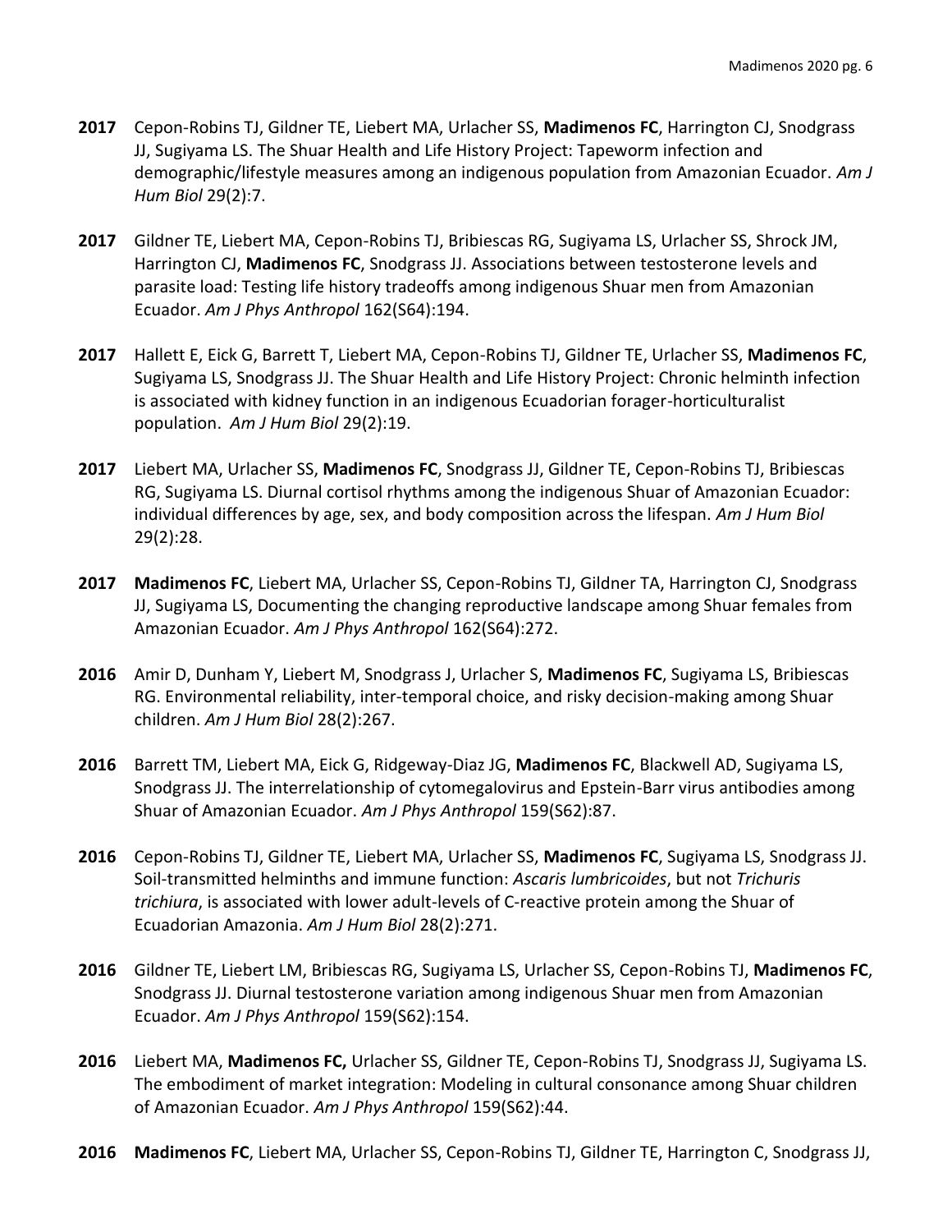**2017** Cepon-Robins TJ, Gildner TE, Liebert MA, Urlacher SS, **Madimenos FC**, Harrington CJ, Snodgrass JJ, Sugiyama LS. The Shuar Health and Life History Project: Tapeworm infection and demographic/lifestyle measures among an indigenous population from Amazonian Ecuador. *Am J Hum Biol* 29(2):7.

**2017** Gildner TE, Liebert MA, Cepon-Robins TJ, Bribiescas RG, Sugiyama LS, Urlacher SS, Shrock JM, Harrington CJ, **Madimenos FC**, Snodgrass JJ. Associations between testosterone levels and parasite load: Testing life history tradeoffs among indigenous Shuar men from Amazonian Ecuador. *Am J Phys Anthropol* 162(S64):194.

**2017** Hallett E, Eick G, Barrett T, Liebert MA, Cepon-Robins TJ, Gildner TE, Urlacher SS, **Madimenos FC**, Sugiyama LS, Snodgrass JJ. The Shuar Health and Life History Project: Chronic helminth infection is associated with kidney function in an indigenous Ecuadorian forager-horticulturalist population. *Am J Hum Biol* 29(2):19.

**2017** Liebert MA, Urlacher SS, **Madimenos FC**, Snodgrass JJ, Gildner TE, Cepon-Robins TJ, Bribiescas RG, Sugiyama LS. Diurnal cortisol rhythms among the indigenous Shuar of Amazonian Ecuador: individual differences by age, sex, and body composition across the lifespan. *Am J Hum Biol* 29(2):28.

**2017** **Madimenos FC**, Liebert MA, Urlacher SS, Cepon-Robins TJ, Gildner TA, Harrington CJ, Snodgrass JJ, Sugiyama LS, Documenting the changing reproductive landscape among Shuar females from Amazonian Ecuador. *Am J Phys Anthropol* 162(S64):272.

**2016** Amir D, Dunham Y, Liebert M, Snodgrass J, Urlacher S, **Madimenos FC**, Sugiyama LS, Bribiescas RG. Environmental reliability, inter-temporal choice, and risky decision-making among Shuar children. *Am J Hum Biol* 28(2):267.

**2016** Barrett TM, Liebert MA, Eick G, Ridgeway-Diaz JG, **Madimenos FC**, Blackwell AD, Sugiyama LS, Snodgrass JJ. The interrelationship of cytomegalovirus and Epstein-Barr virus antibodies among Shuar of Amazonian Ecuador. *Am J Phys Anthropol* 159(S62):87.

**2016** Cepon-Robins TJ, Gildner TE, Liebert MA, Urlacher SS, **Madimenos FC**, Sugiyama LS, Snodgrass JJ. Soil-transmitted helminths and immune function: *Ascaris lumbricoides*, but not *Trichuris trichiura*, is associated with lower adult-levels of C-reactive protein among the Shuar of Ecuadorian Amazonia. *Am J Hum Biol* 28(2):271.

**2016** Gildner TE, Liebert LM, Bribiescas RG, Sugiyama LS, Urlacher SS, Cepon-Robins TJ, **Madimenos FC**, Snodgrass JJ. Diurnal testosterone variation among indigenous Shuar men from Amazonian Ecuador. *Am J Phys Anthropol* 159(S62):154.

**2016** Liebert MA, **Madimenos FC,** Urlacher SS, Gildner TE, Cepon-Robins TJ, Snodgrass JJ, Sugiyama LS. The embodiment of market integration: Modeling in cultural consonance among Shuar children of Amazonian Ecuador. *Am J Phys Anthropol* 159(S62):44.

**2016** **Madimenos FC**, Liebert MA, Urlacher SS, Cepon-Robins TJ, Gildner TE, Harrington C, Snodgrass JJ,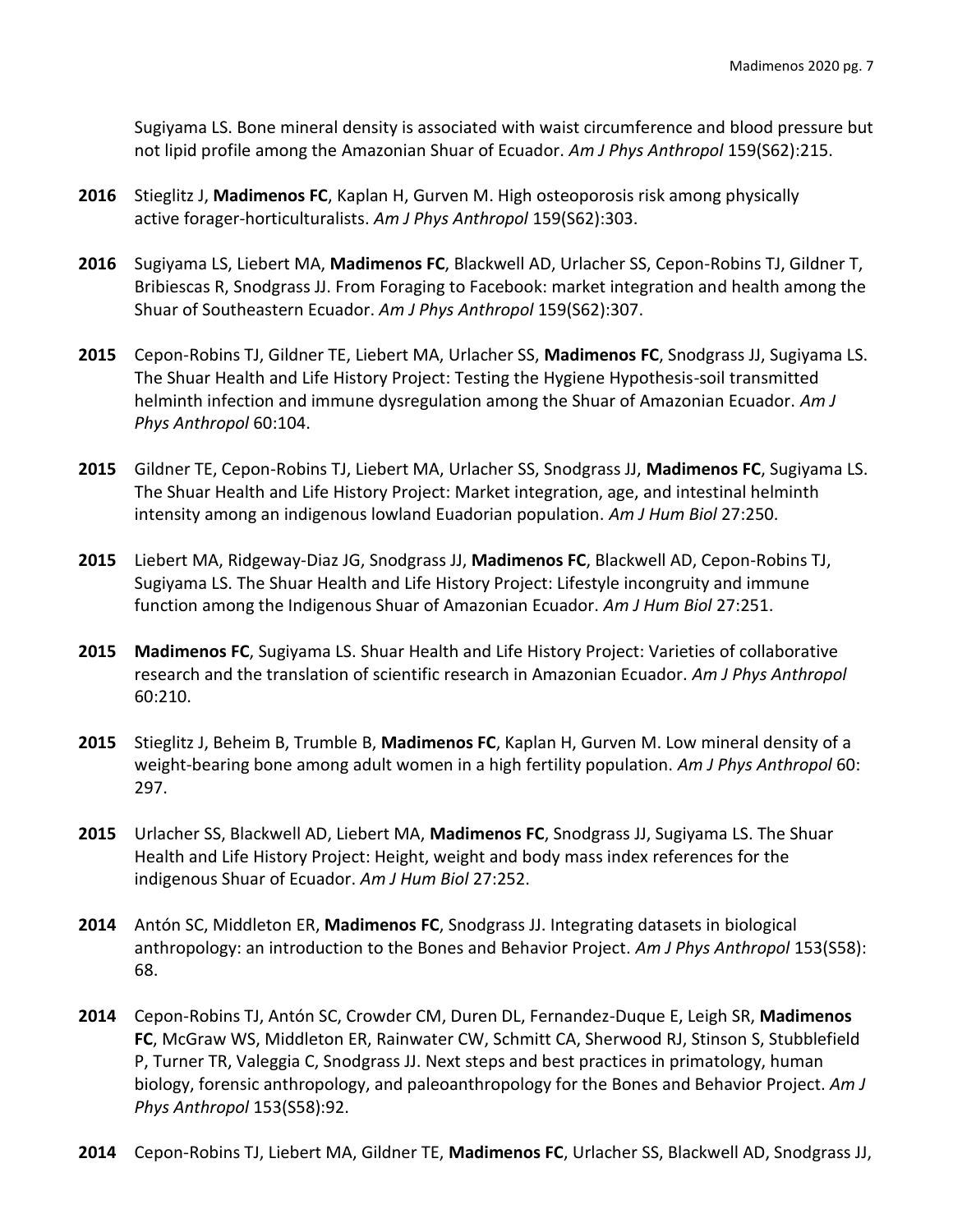Sugiyama LS. Bone mineral density is associated with waist circumference and blood pressure but not lipid profile among the Amazonian Shuar of Ecuador. *Am J Phys Anthropol* 159(S62):215.

**2016** Stieglitz J, **Madimenos FC**, Kaplan H, Gurven M. High osteoporosis risk among physically active forager-horticulturalists. *Am J Phys Anthropol* 159(S62):303.

**2016** Sugiyama LS, Liebert MA, **Madimenos FC**, Blackwell AD, Urlacher SS, Cepon-Robins TJ, Gildner T, Bribiescas R, Snodgrass JJ. From Foraging to Facebook: market integration and health among the Shuar of Southeastern Ecuador. *Am J Phys Anthropol* 159(S62):307.

**2015** Cepon-Robins TJ, Gildner TE, Liebert MA, Urlacher SS, **Madimenos FC**, Snodgrass JJ, Sugiyama LS. The Shuar Health and Life History Project: Testing the Hygiene Hypothesis-soil transmitted helminth infection and immune dysregulation among the Shuar of Amazonian Ecuador. *Am J Phys Anthropol* 60:104.

**2015** Gildner TE, Cepon-Robins TJ, Liebert MA, Urlacher SS, Snodgrass JJ, **Madimenos FC**, Sugiyama LS. The Shuar Health and Life History Project: Market integration, age, and intestinal helminth intensity among an indigenous lowland Euadorian population. *Am J Hum Biol* 27:250.

**2015** Liebert MA, Ridgeway-Diaz JG, Snodgrass JJ, **Madimenos FC**, Blackwell AD, Cepon-Robins TJ, Sugiyama LS. The Shuar Health and Life History Project: Lifestyle incongruity and immune function among the Indigenous Shuar of Amazonian Ecuador. *Am J Hum Biol* 27:251.

**2015** **Madimenos FC**, Sugiyama LS. Shuar Health and Life History Project: Varieties of collaborative research and the translation of scientific research in Amazonian Ecuador. *Am J Phys Anthropol* 60:210.

**2015** Stieglitz J, Beheim B, Trumble B, **Madimenos FC**, Kaplan H, Gurven M. Low mineral density of a weight-bearing bone among adult women in a high fertility population. *Am J Phys Anthropol* 60: 297.

**2015** Urlacher SS, Blackwell AD, Liebert MA, **Madimenos FC**, Snodgrass JJ, Sugiyama LS. The Shuar Health and Life History Project: Height, weight and body mass index references for the indigenous Shuar of Ecuador. *Am J Hum Biol* 27:252.

**2014** Antón SC, Middleton ER, **Madimenos FC**, Snodgrass JJ. Integrating datasets in biological anthropology: an introduction to the Bones and Behavior Project. *Am J Phys Anthropol* 153(S58): 68.

**2014** Cepon-Robins TJ, Antón SC, Crowder CM, Duren DL, Fernandez-Duque E, Leigh SR, **Madimenos FC**, McGraw WS, Middleton ER, Rainwater CW, Schmitt CA, Sherwood RJ, Stinson S, Stubblefield P, Turner TR, Valeggia C, Snodgrass JJ. Next steps and best practices in primatology, human biology, forensic anthropology, and paleoanthropology for the Bones and Behavior Project. *Am J Phys Anthropol* 153(S58):92.

**2014** Cepon-Robins TJ, Liebert MA, Gildner TE, **Madimenos FC**, Urlacher SS, Blackwell AD, Snodgrass JJ,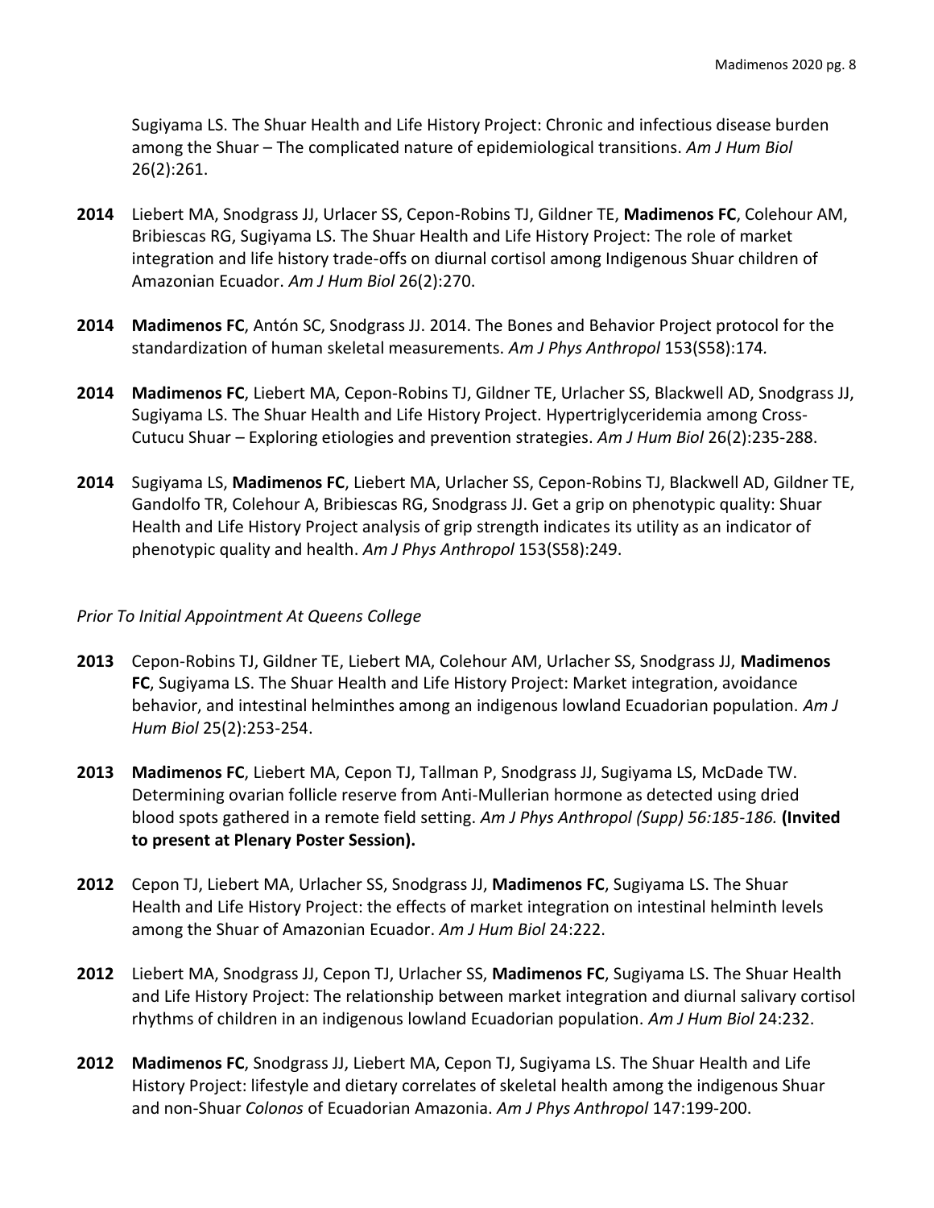Sugiyama LS. The Shuar Health and Life History Project: Chronic and infectious disease burden among the Shuar – The complicated nature of epidemiological transitions. *Am J Hum Biol* 26(2):261.

**2014** Liebert MA, Snodgrass JJ, Urlacer SS, Cepon-Robins TJ, Gildner TE, **Madimenos FC**, Colehour AM, Bribiescas RG, Sugiyama LS. The Shuar Health and Life History Project: The role of market integration and life history trade-offs on diurnal cortisol among Indigenous Shuar children of Amazonian Ecuador. *Am J Hum Biol* 26(2):270.

**2014** **Madimenos FC**, Antón SC, Snodgrass JJ. 2014. The Bones and Behavior Project protocol for the standardization of human skeletal measurements. *Am J Phys Anthropol* 153(S58):174.

**2014** **Madimenos FC**, Liebert MA, Cepon-Robins TJ, Gildner TE, Urlacher SS, Blackwell AD, Snodgrass JJ, Sugiyama LS. The Shuar Health and Life History Project. Hypertriglyceridemia among Cross-Cutucu Shuar – Exploring etiologies and prevention strategies. *Am J Hum Biol* 26(2):235-288.

**2014** Sugiyama LS, **Madimenos FC**, Liebert MA, Urlacher SS, Cepon-Robins TJ, Blackwell AD, Gildner TE, Gandolfo TR, Colehour A, Bribiescas RG, Snodgrass JJ. Get a grip on phenotypic quality: Shuar Health and Life History Project analysis of grip strength indicates its utility as an indicator of phenotypic quality and health. *Am J Phys Anthropol* 153(S58):249.

*Prior To Initial Appointment At Queens College*

**2013** Cepon-Robins TJ, Gildner TE, Liebert MA, Colehour AM, Urlacher SS, Snodgrass JJ, **Madimenos FC**, Sugiyama LS. The Shuar Health and Life History Project: Market integration, avoidance behavior, and intestinal helminthes among an indigenous lowland Ecuadorian population. *Am J Hum Biol* 25(2):253-254.

**2013** **Madimenos FC**, Liebert MA, Cepon TJ, Tallman P, Snodgrass JJ, Sugiyama LS, McDade TW. Determining ovarian follicle reserve from Anti-Mullerian hormone as detected using dried blood spots gathered in a remote field setting. *Am J Phys Anthropol (Supp) 56:185-186.* **(Invited to present at Plenary Poster Session).**

**2012** Cepon TJ, Liebert MA, Urlacher SS, Snodgrass JJ, **Madimenos FC**, Sugiyama LS. The Shuar Health and Life History Project: the effects of market integration on intestinal helminth levels among the Shuar of Amazonian Ecuador. *Am J Hum Biol* 24:222.

**2012** Liebert MA, Snodgrass JJ, Cepon TJ, Urlacher SS, **Madimenos FC**, Sugiyama LS. The Shuar Health and Life History Project: The relationship between market integration and diurnal salivary cortisol rhythms of children in an indigenous lowland Ecuadorian population. *Am J Hum Biol* 24:232.

**2012** **Madimenos FC**, Snodgrass JJ, Liebert MA, Cepon TJ, Sugiyama LS. The Shuar Health and Life History Project: lifestyle and dietary correlates of skeletal health among the indigenous Shuar and non-Shuar *Colonos* of Ecuadorian Amazonia. *Am J Phys Anthropol* 147:199-200.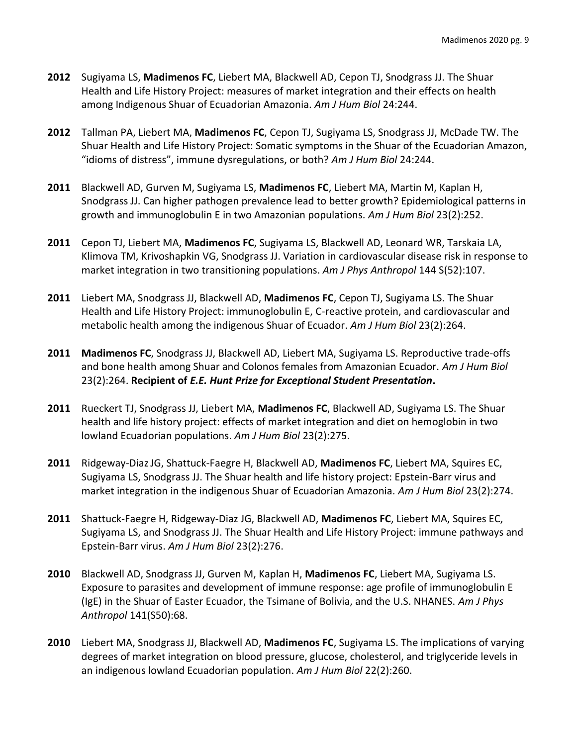**2012** Sugiyama LS, **Madimenos FC**, Liebert MA, Blackwell AD, Cepon TJ, Snodgrass JJ. The Shuar Health and Life History Project: measures of market integration and their effects on health among Indigenous Shuar of Ecuadorian Amazonia. *Am J Hum Biol* 24:244.

**2012** Tallman PA, Liebert MA, **Madimenos FC**, Cepon TJ, Sugiyama LS, Snodgrass JJ, McDade TW. The Shuar Health and Life History Project: Somatic symptoms in the Shuar of the Ecuadorian Amazon, "idioms of distress", immune dysregulations, or both? *Am J Hum Biol* 24:244.

**2011** Blackwell AD, Gurven M, Sugiyama LS, **Madimenos FC**, Liebert MA, Martin M, Kaplan H, Snodgrass JJ. Can higher pathogen prevalence lead to better growth? Epidemiological patterns in growth and immunoglobulin E in two Amazonian populations. *Am J Hum Biol* 23(2):252.

**2011** Cepon TJ, Liebert MA, **Madimenos FC**, Sugiyama LS, Blackwell AD, Leonard WR, Tarskaia LA, Klimova TM, Krivoshapkin VG, Snodgrass JJ. Variation in cardiovascular disease risk in response to market integration in two transitioning populations. *Am J Phys Anthropol* 144 S(52):107.

**2011** Liebert MA, Snodgrass JJ, Blackwell AD, **Madimenos FC**, Cepon TJ, Sugiyama LS. The Shuar Health and Life History Project: immunoglobulin E, C-reactive protein, and cardiovascular and metabolic health among the indigenous Shuar of Ecuador. *Am J Hum Biol* 23(2):264.

**2011** **Madimenos FC**, Snodgrass JJ, Blackwell AD, Liebert MA, Sugiyama LS. Reproductive trade-offs and bone health among Shuar and Colonos females from Amazonian Ecuador. *Am J Hum Biol* 23(2):264. **Recipient of *E.E. Hunt Prize for Exceptional Student Presentation*.**

**2011** Rueckert TJ, Snodgrass JJ, Liebert MA, **Madimenos FC**, Blackwell AD, Sugiyama LS. The Shuar health and life history project: effects of market integration and diet on hemoglobin in two lowland Ecuadorian populations. *Am J Hum Biol* 23(2):275.

**2011** Ridgeway-Diaz JG, Shattuck-Faegre H, Blackwell AD, **Madimenos FC**, Liebert MA, Squires EC, Sugiyama LS, Snodgrass JJ. The Shuar health and life history project: Epstein-Barr virus and market integration in the indigenous Shuar of Ecuadorian Amazonia. *Am J Hum Biol* 23(2):274.

**2011** Shattuck-Faegre H, Ridgeway-Diaz JG, Blackwell AD, **Madimenos FC**, Liebert MA, Squires EC, Sugiyama LS, and Snodgrass JJ. The Shuar Health and Life History Project: immune pathways and Epstein-Barr virus. *Am J Hum Biol* 23(2):276.

**2010** Blackwell AD, Snodgrass JJ, Gurven M, Kaplan H, **Madimenos FC**, Liebert MA, Sugiyama LS. Exposure to parasites and development of immune response: age profile of immunoglobulin E (IgE) in the Shuar of Easter Ecuador, the Tsimane of Bolivia, and the U.S. NHANES. *Am J Phys Anthropol* 141(S50):68.

**2010** Liebert MA, Snodgrass JJ, Blackwell AD, **Madimenos FC**, Sugiyama LS. The implications of varying degrees of market integration on blood pressure, glucose, cholesterol, and triglyceride levels in an indigenous lowland Ecuadorian population. *Am J Hum Biol* 22(2):260.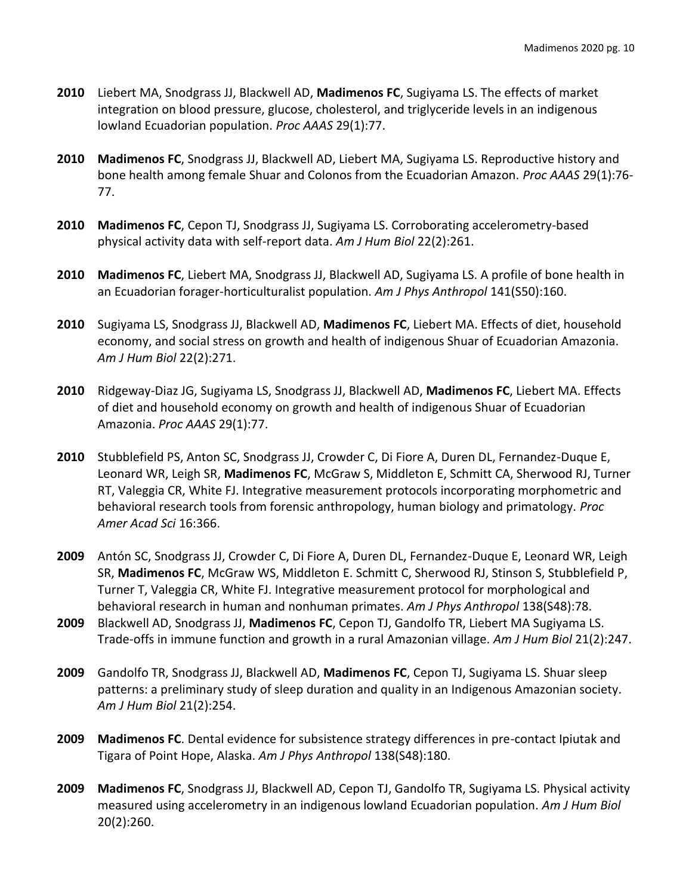**2010** Liebert MA, Snodgrass JJ, Blackwell AD, **Madimenos FC**, Sugiyama LS. The effects of market integration on blood pressure, glucose, cholesterol, and triglyceride levels in an indigenous lowland Ecuadorian population. *Proc AAAS* 29(1):77.

**2010** **Madimenos FC**, Snodgrass JJ, Blackwell AD, Liebert MA, Sugiyama LS. Reproductive history and bone health among female Shuar and Colonos from the Ecuadorian Amazon. *Proc AAAS* 29(1):76-77.

**2010** **Madimenos FC**, Cepon TJ, Snodgrass JJ, Sugiyama LS. Corroborating accelerometry-based physical activity data with self-report data. *Am J Hum Biol* 22(2):261.

**2010** **Madimenos FC**, Liebert MA, Snodgrass JJ, Blackwell AD, Sugiyama LS. A profile of bone health in an Ecuadorian forager-horticulturalist population. *Am J Phys Anthropol* 141(S50):160.

**2010** Sugiyama LS, Snodgrass JJ, Blackwell AD, **Madimenos FC**, Liebert MA. Effects of diet, household economy, and social stress on growth and health of indigenous Shuar of Ecuadorian Amazonia. *Am J Hum Biol* 22(2):271.

**2010** Ridgeway-Diaz JG, Sugiyama LS, Snodgrass JJ, Blackwell AD, **Madimenos FC**, Liebert MA. Effects of diet and household economy on growth and health of indigenous Shuar of Ecuadorian Amazonia. *Proc AAAS* 29(1):77.

**2010** Stubblefield PS, Anton SC, Snodgrass JJ, Crowder C, Di Fiore A, Duren DL, Fernandez-Duque E, Leonard WR, Leigh SR, **Madimenos FC**, McGraw S, Middleton E, Schmitt CA, Sherwood RJ, Turner RT, Valeggia CR, White FJ. Integrative measurement protocols incorporating morphometric and behavioral research tools from forensic anthropology, human biology and primatology. *Proc Amer Acad Sci* 16:366.

**2009** Antón SC, Snodgrass JJ, Crowder C, Di Fiore A, Duren DL, Fernandez-Duque E, Leonard WR, Leigh SR, **Madimenos FC**, McGraw WS, Middleton E. Schmitt C, Sherwood RJ, Stinson S, Stubblefield P, Turner T, Valeggia CR, White FJ. Integrative measurement protocol for morphological and behavioral research in human and nonhuman primates. *Am J Phys Anthropol* 138(S48):78.

**2009** Blackwell AD, Snodgrass JJ, **Madimenos FC**, Cepon TJ, Gandolfo TR, Liebert MA Sugiyama LS. Trade-offs in immune function and growth in a rural Amazonian village. *Am J Hum Biol* 21(2):247.

**2009** Gandolfo TR, Snodgrass JJ, Blackwell AD, **Madimenos FC**, Cepon TJ, Sugiyama LS. Shuar sleep patterns: a preliminary study of sleep duration and quality in an Indigenous Amazonian society. *Am J Hum Biol* 21(2):254.

**2009** **Madimenos FC**. Dental evidence for subsistence strategy differences in pre-contact Ipiutak and Tigara of Point Hope, Alaska. *Am J Phys Anthropol* 138(S48):180.

**2009** **Madimenos FC**, Snodgrass JJ, Blackwell AD, Cepon TJ, Gandolfo TR, Sugiyama LS. Physical activity measured using accelerometry in an indigenous lowland Ecuadorian population. *Am J Hum Biol* 20(2):260.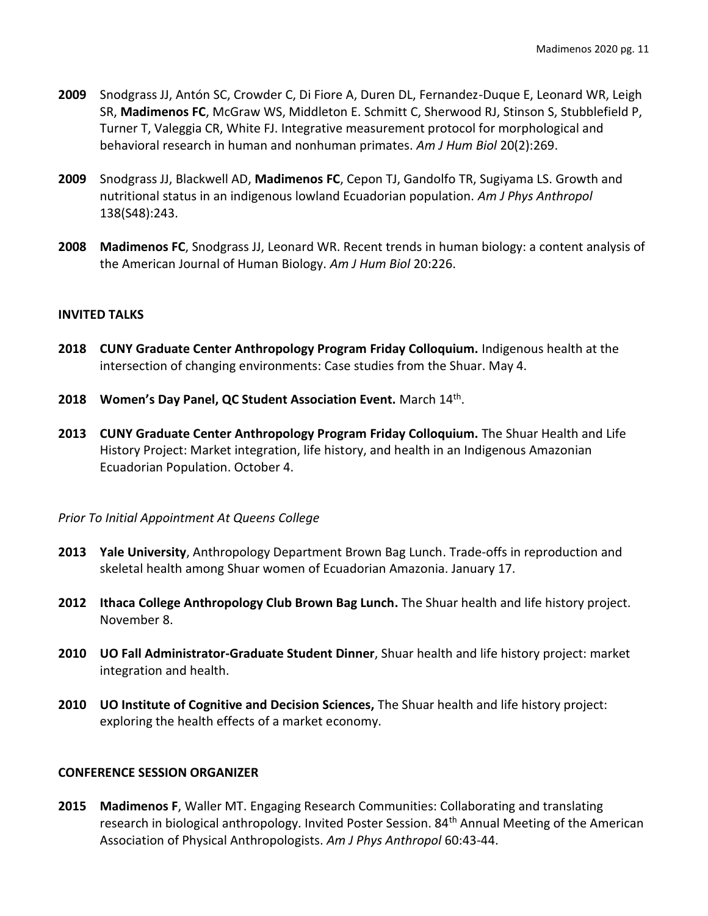**2009** Snodgrass JJ, Antón SC, Crowder C, Di Fiore A, Duren DL, Fernandez-Duque E, Leonard WR, Leigh SR, **Madimenos FC**, McGraw WS, Middleton E. Schmitt C, Sherwood RJ, Stinson S, Stubblefield P, Turner T, Valeggia CR, White FJ. Integrative measurement protocol for morphological and behavioral research in human and nonhuman primates. *Am J Hum Biol* 20(2):269.

**2009** Snodgrass JJ, Blackwell AD, **Madimenos FC**, Cepon TJ, Gandolfo TR, Sugiyama LS. Growth and nutritional status in an indigenous lowland Ecuadorian population. *Am J Phys Anthropol* 138(S48):243.

**2008** **Madimenos FC**, Snodgrass JJ, Leonard WR. Recent trends in human biology: a content analysis of the American Journal of Human Biology. *Am J Hum Biol* 20:226.

## INVITED TALKS

**2018** **CUNY Graduate Center Anthropology Program Friday Colloquium.** Indigenous health at the intersection of changing environments: Case studies from the Shuar. May 4.

**2018** **Women's Day Panel, QC Student Association Event.** March 14th.

**2013** **CUNY Graduate Center Anthropology Program Friday Colloquium.** The Shuar Health and Life History Project: Market integration, life history, and health in an Indigenous Amazonian Ecuadorian Population. October 4.

*Prior To Initial Appointment At Queens College*

**2013** **Yale University**, Anthropology Department Brown Bag Lunch. Trade-offs in reproduction and skeletal health among Shuar women of Ecuadorian Amazonia. January 17.

**2012** **Ithaca College Anthropology Club Brown Bag Lunch.** The Shuar health and life history project. November 8.

**2010** **UO Fall Administrator-Graduate Student Dinner**, Shuar health and life history project: market integration and health.

**2010** **UO Institute of Cognitive and Decision Sciences,** The Shuar health and life history project: exploring the health effects of a market economy.

## CONFERENCE SESSION ORGANIZER

**2015** **Madimenos F**, Waller MT. Engaging Research Communities: Collaborating and translating research in biological anthropology. Invited Poster Session. 84th Annual Meeting of the American Association of Physical Anthropologists. *Am J Phys Anthropol* 60:43-44.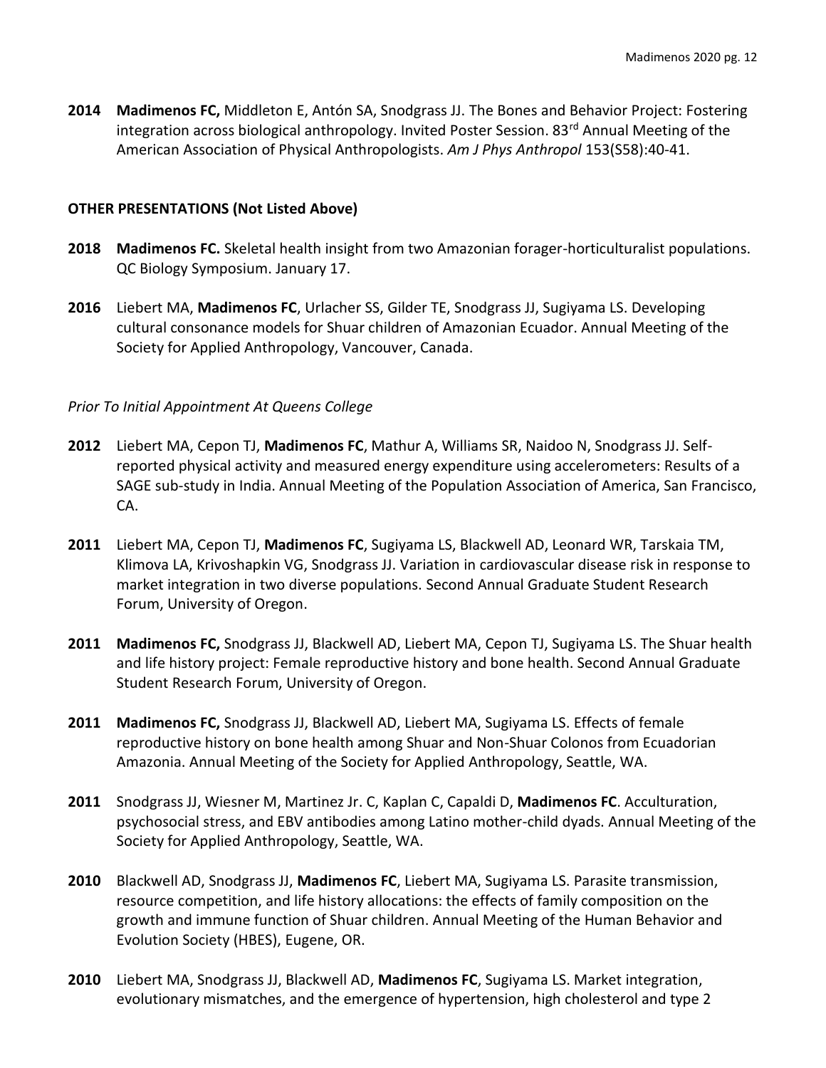**2014** **Madimenos FC,** Middleton E, Antón SA, Snodgrass JJ. The Bones and Behavior Project: Fostering integration across biological anthropology. Invited Poster Session. 83rd Annual Meeting of the American Association of Physical Anthropologists. *Am J Phys Anthropol* 153(S58):40-41.

**OTHER PRESENTATIONS (Not Listed Above)**

**2018** **Madimenos FC.** Skeletal health insight from two Amazonian forager-horticulturalist populations. QC Biology Symposium. January 17.

**2016** Liebert MA, **Madimenos FC**, Urlacher SS, Gilder TE, Snodgrass JJ, Sugiyama LS. Developing cultural consonance models for Shuar children of Amazonian Ecuador. Annual Meeting of the Society for Applied Anthropology, Vancouver, Canada.

*Prior To Initial Appointment At Queens College*

**2012** Liebert MA, Cepon TJ, **Madimenos FC**, Mathur A, Williams SR, Naidoo N, Snodgrass JJ. Self-reported physical activity and measured energy expenditure using accelerometers: Results of a SAGE sub-study in India. Annual Meeting of the Population Association of America, San Francisco, CA.

**2011** Liebert MA, Cepon TJ, **Madimenos FC**, Sugiyama LS, Blackwell AD, Leonard WR, Tarskaia TM, Klimova LA, Krivoshapkin VG, Snodgrass JJ. Variation in cardiovascular disease risk in response to market integration in two diverse populations. Second Annual Graduate Student Research Forum, University of Oregon.

**2011** **Madimenos FC,** Snodgrass JJ, Blackwell AD, Liebert MA, Cepon TJ, Sugiyama LS. The Shuar health and life history project: Female reproductive history and bone health. Second Annual Graduate Student Research Forum, University of Oregon.

**2011** **Madimenos FC,** Snodgrass JJ, Blackwell AD, Liebert MA, Sugiyama LS. Effects of female reproductive history on bone health among Shuar and Non-Shuar Colonos from Ecuadorian Amazonia. Annual Meeting of the Society for Applied Anthropology, Seattle, WA.

**2011** Snodgrass JJ, Wiesner M, Martinez Jr. C, Kaplan C, Capaldi D, **Madimenos FC**. Acculturation, psychosocial stress, and EBV antibodies among Latino mother-child dyads. Annual Meeting of the Society for Applied Anthropology, Seattle, WA.

**2010** Blackwell AD, Snodgrass JJ, **Madimenos FC**, Liebert MA, Sugiyama LS. Parasite transmission, resource competition, and life history allocations: the effects of family composition on the growth and immune function of Shuar children. Annual Meeting of the Human Behavior and Evolution Society (HBES), Eugene, OR.

**2010** Liebert MA, Snodgrass JJ, Blackwell AD, **Madimenos FC**, Sugiyama LS. Market integration, evolutionary mismatches, and the emergence of hypertension, high cholesterol and type 2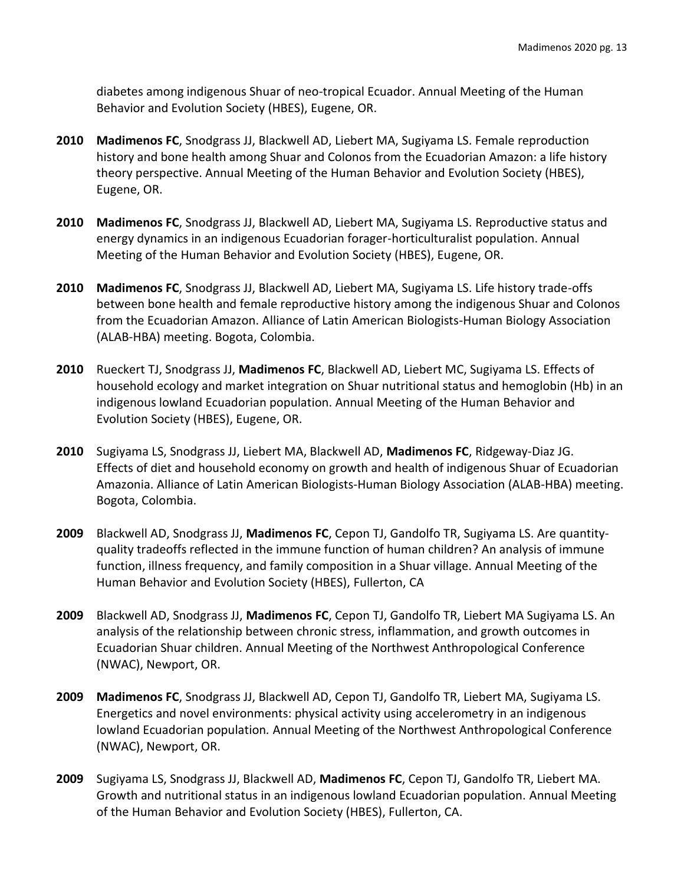diabetes among indigenous Shuar of neo-tropical Ecuador. Annual Meeting of the Human Behavior and Evolution Society (HBES), Eugene, OR.

**2010** **Madimenos FC**, Snodgrass JJ, Blackwell AD, Liebert MA, Sugiyama LS. Female reproduction history and bone health among Shuar and Colonos from the Ecuadorian Amazon: a life history theory perspective. Annual Meeting of the Human Behavior and Evolution Society (HBES), Eugene, OR.

**2010** **Madimenos FC**, Snodgrass JJ, Blackwell AD, Liebert MA, Sugiyama LS. Reproductive status and energy dynamics in an indigenous Ecuadorian forager-horticulturalist population. Annual Meeting of the Human Behavior and Evolution Society (HBES), Eugene, OR.

**2010** **Madimenos FC**, Snodgrass JJ, Blackwell AD, Liebert MA, Sugiyama LS. Life history trade-offs between bone health and female reproductive history among the indigenous Shuar and Colonos from the Ecuadorian Amazon. Alliance of Latin American Biologists-Human Biology Association (ALAB-HBA) meeting. Bogota, Colombia.

**2010** Rueckert TJ, Snodgrass JJ, **Madimenos FC**, Blackwell AD, Liebert MC, Sugiyama LS. Effects of household ecology and market integration on Shuar nutritional status and hemoglobin (Hb) in an indigenous lowland Ecuadorian population. Annual Meeting of the Human Behavior and Evolution Society (HBES), Eugene, OR.

**2010** Sugiyama LS, Snodgrass JJ, Liebert MA, Blackwell AD, **Madimenos FC**, Ridgeway-Diaz JG. Effects of diet and household economy on growth and health of indigenous Shuar of Ecuadorian Amazonia. Alliance of Latin American Biologists-Human Biology Association (ALAB-HBA) meeting. Bogota, Colombia.

**2009** Blackwell AD, Snodgrass JJ, **Madimenos FC**, Cepon TJ, Gandolfo TR, Sugiyama LS. Are quantity-quality tradeoffs reflected in the immune function of human children? An analysis of immune function, illness frequency, and family composition in a Shuar village. Annual Meeting of the Human Behavior and Evolution Society (HBES), Fullerton, CA

**2009** Blackwell AD, Snodgrass JJ, **Madimenos FC**, Cepon TJ, Gandolfo TR, Liebert MA Sugiyama LS. An analysis of the relationship between chronic stress, inflammation, and growth outcomes in Ecuadorian Shuar children. Annual Meeting of the Northwest Anthropological Conference (NWAC), Newport, OR.

**2009** **Madimenos FC**, Snodgrass JJ, Blackwell AD, Cepon TJ, Gandolfo TR, Liebert MA, Sugiyama LS. Energetics and novel environments: physical activity using accelerometry in an indigenous lowland Ecuadorian population. Annual Meeting of the Northwest Anthropological Conference (NWAC), Newport, OR.

**2009** Sugiyama LS, Snodgrass JJ, Blackwell AD, **Madimenos FC**, Cepon TJ, Gandolfo TR, Liebert MA. Growth and nutritional status in an indigenous lowland Ecuadorian population. Annual Meeting of the Human Behavior and Evolution Society (HBES), Fullerton, CA.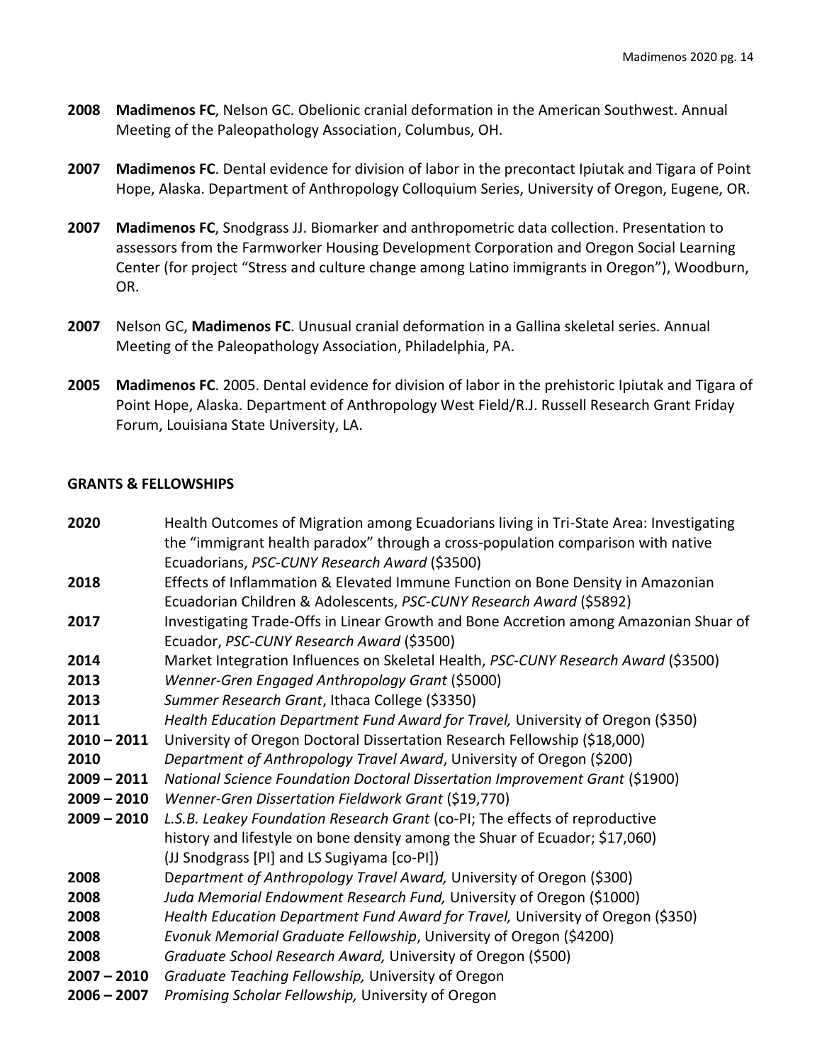**2008** **Madimenos FC**, Nelson GC. Obelionic cranial deformation in the American Southwest. Annual Meeting of the Paleopathology Association, Columbus, OH.

**2007** **Madimenos FC**. Dental evidence for division of labor in the precontact Ipiutak and Tigara of Point Hope, Alaska. Department of Anthropology Colloquium Series, University of Oregon, Eugene, OR.

**2007** **Madimenos FC**, Snodgrass JJ. Biomarker and anthropometric data collection. Presentation to assessors from the Farmworker Housing Development Corporation and Oregon Social Learning Center (for project "Stress and culture change among Latino immigrants in Oregon"), Woodburn, OR.

**2007** Nelson GC, **Madimenos FC**. Unusual cranial deformation in a Gallina skeletal series. Annual Meeting of the Paleopathology Association, Philadelphia, PA.

**2005** **Madimenos FC**. 2005. Dental evidence for division of labor in the prehistoric Ipiutak and Tigara of Point Hope, Alaska. Department of Anthropology West Field/R.J. Russell Research Grant Friday Forum, Louisiana State University, LA.

## GRANTS & FELLOWSHIPS

**2020** Health Outcomes of Migration among Ecuadorians living in Tri-State Area: Investigating the "immigrant health paradox" through a cross-population comparison with native Ecuadorians, *PSC-CUNY Research Award* ($3500)

**2018** Effects of Inflammation & Elevated Immune Function on Bone Density in Amazonian Ecuadorian Children & Adolescents, *PSC-CUNY Research Award* ($5892)

**2017** Investigating Trade-Offs in Linear Growth and Bone Accretion among Amazonian Shuar of Ecuador, *PSC-CUNY Research Award* ($3500)

**2014** Market Integration Influences on Skeletal Health, *PSC-CUNY Research Award* ($3500)

**2013** *Wenner-Gren Engaged Anthropology Grant* ($5000)

**2013** *Summer Research Grant*, Ithaca College ($3350)

**2011** *Health Education Department Fund Award for Travel,* University of Oregon ($350)

**2010 – 2011** University of Oregon Doctoral Dissertation Research Fellowship ($18,000)

**2010** *Department of Anthropology Travel Award*, University of Oregon ($200)

**2009 – 2011** *National Science Foundation Doctoral Dissertation Improvement Grant* ($1900)

**2009 – 2010** *Wenner-Gren Dissertation Fieldwork Grant* ($19,770)

**2009 – 2010** *L.S.B. Leakey Foundation Research Grant* (co-PI; The effects of reproductive history and lifestyle on bone density among the Shuar of Ecuador; $17,060) (JJ Snodgrass [PI] and LS Sugiyama [co-PI])

**2008** *Department of Anthropology Travel Award,* University of Oregon ($300)

**2008** *Juda Memorial Endowment Research Fund,* University of Oregon ($1000)

**2008** *Health Education Department Fund Award for Travel,* University of Oregon ($350)

**2008** *Evonuk Memorial Graduate Fellowship*, University of Oregon ($4200)

**2008** *Graduate School Research Award,* University of Oregon ($500)

**2007 – 2010** *Graduate Teaching Fellowship,* University of Oregon

**2006 – 2007** *Promising Scholar Fellowship,* University of Oregon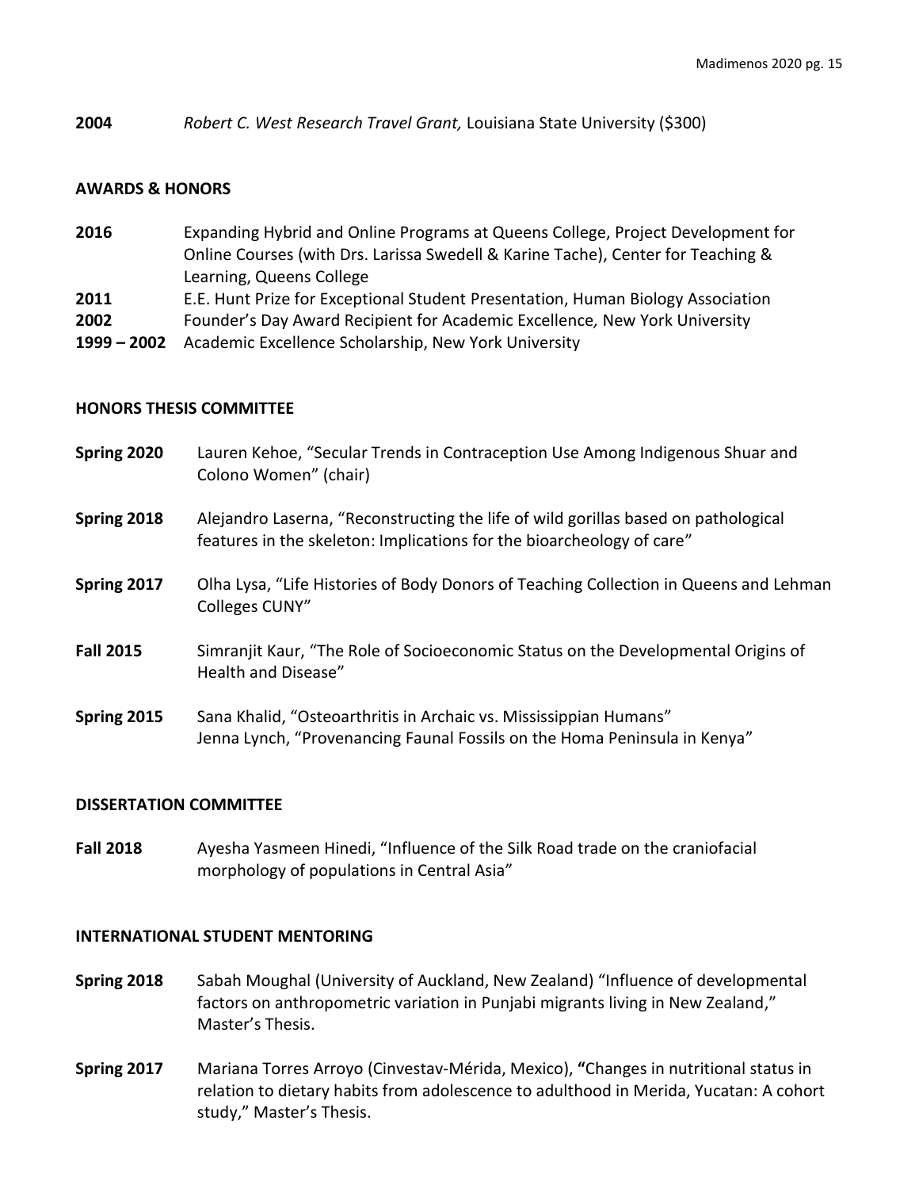**2004** *Robert C. West Research Travel Grant,* Louisiana State University ($300)

## AWARDS & HONORS

**2016** Expanding Hybrid and Online Programs at Queens College, Project Development for Online Courses (with Drs. Larissa Swedell & Karine Tache), Center for Teaching & Learning, Queens College

**2011** E.E. Hunt Prize for Exceptional Student Presentation, Human Biology Association

**2002** Founder's Day Award Recipient for Academic Excellence*,* New York University

**1999 – 2002** Academic Excellence Scholarship, New York University

## HONORS THESIS COMMITTEE

**Spring 2020** Lauren Kehoe, "Secular Trends in Contraception Use Among Indigenous Shuar and Colono Women" (chair)

**Spring 2018** Alejandro Laserna, "Reconstructing the life of wild gorillas based on pathological features in the skeleton: Implications for the bioarcheology of care"

**Spring 2017** Olha Lysa, "Life Histories of Body Donors of Teaching Collection in Queens and Lehman Colleges CUNY"

**Fall 2015** Simranjit Kaur, "The Role of Socioeconomic Status on the Developmental Origins of Health and Disease"

**Spring 2015** Sana Khalid, "Osteoarthritis in Archaic vs. Mississippian Humans"
Jenna Lynch, "Provenancing Faunal Fossils on the Homa Peninsula in Kenya"

## DISSERTATION COMMITTEE

**Fall 2018** Ayesha Yasmeen Hinedi, "Influence of the Silk Road trade on the craniofacial morphology of populations in Central Asia"

## INTERNATIONAL STUDENT MENTORING

**Spring 2018** Sabah Moughal (University of Auckland, New Zealand) "Influence of developmental factors on anthropometric variation in Punjabi migrants living in New Zealand," Master's Thesis.

**Spring 2017** Mariana Torres Arroyo (Cinvestav-Mérida, Mexico), **"**Changes in nutritional status in relation to dietary habits from adolescence to adulthood in Merida, Yucatan: A cohort study," Master's Thesis.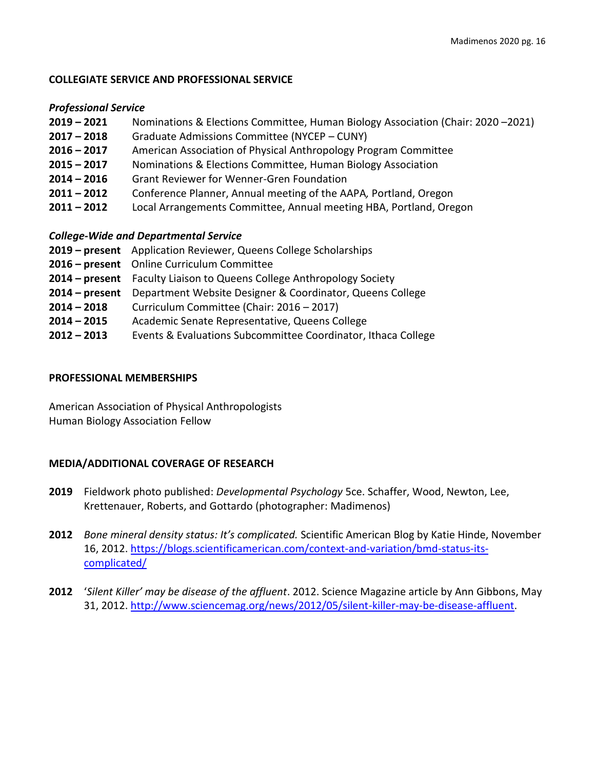## COLLEGIATE SERVICE AND PROFESSIONAL SERVICE

### *Professional Service*

**2019 – 2021** Nominations & Elections Committee, Human Biology Association (Chair: 2020 –2021)
**2017 – 2018** Graduate Admissions Committee (NYCEP – CUNY)
**2016 – 2017** American Association of Physical Anthropology Program Committee
**2015 – 2017** Nominations & Elections Committee, Human Biology Association
**2014 – 2016** Grant Reviewer for Wenner-Gren Foundation
**2011 – 2012** Conference Planner, Annual meeting of the AAPA*,* Portland, Oregon
**2011 – 2012** Local Arrangements Committee, Annual meeting HBA, Portland, Oregon

### *College-Wide and Departmental Service*

**2019 – present** Application Reviewer, Queens College Scholarships
**2016 – present** Online Curriculum Committee
**2014 – present** Faculty Liaison to Queens College Anthropology Society
**2014 – present** Department Website Designer & Coordinator, Queens College
**2014 – 2018** Curriculum Committee (Chair: 2016 – 2017)
**2014 – 2015** Academic Senate Representative, Queens College
**2012 – 2013** Events & Evaluations Subcommittee Coordinator, Ithaca College

## PROFESSIONAL MEMBERSHIPS

American Association of Physical Anthropologists
Human Biology Association Fellow

## MEDIA/ADDITIONAL COVERAGE OF RESEARCH

**2019** Fieldwork photo published: *Developmental Psychology* 5ce. Schaffer, Wood, Newton, Lee, Krettenauer, Roberts, and Gottardo (photographer: Madimenos)

**2012** *Bone mineral density status: It's complicated.* Scientific American Blog by Katie Hinde, November 16, 2012. https://blogs.scientificamerican.com/context-and-variation/bmd-status-its-complicated/

**2012** '*Silent Killer' may be disease of the affluent*. 2012. Science Magazine article by Ann Gibbons, May 31, 2012. http://www.sciencemag.org/news/2012/05/silent-killer-may-be-disease-affluent.